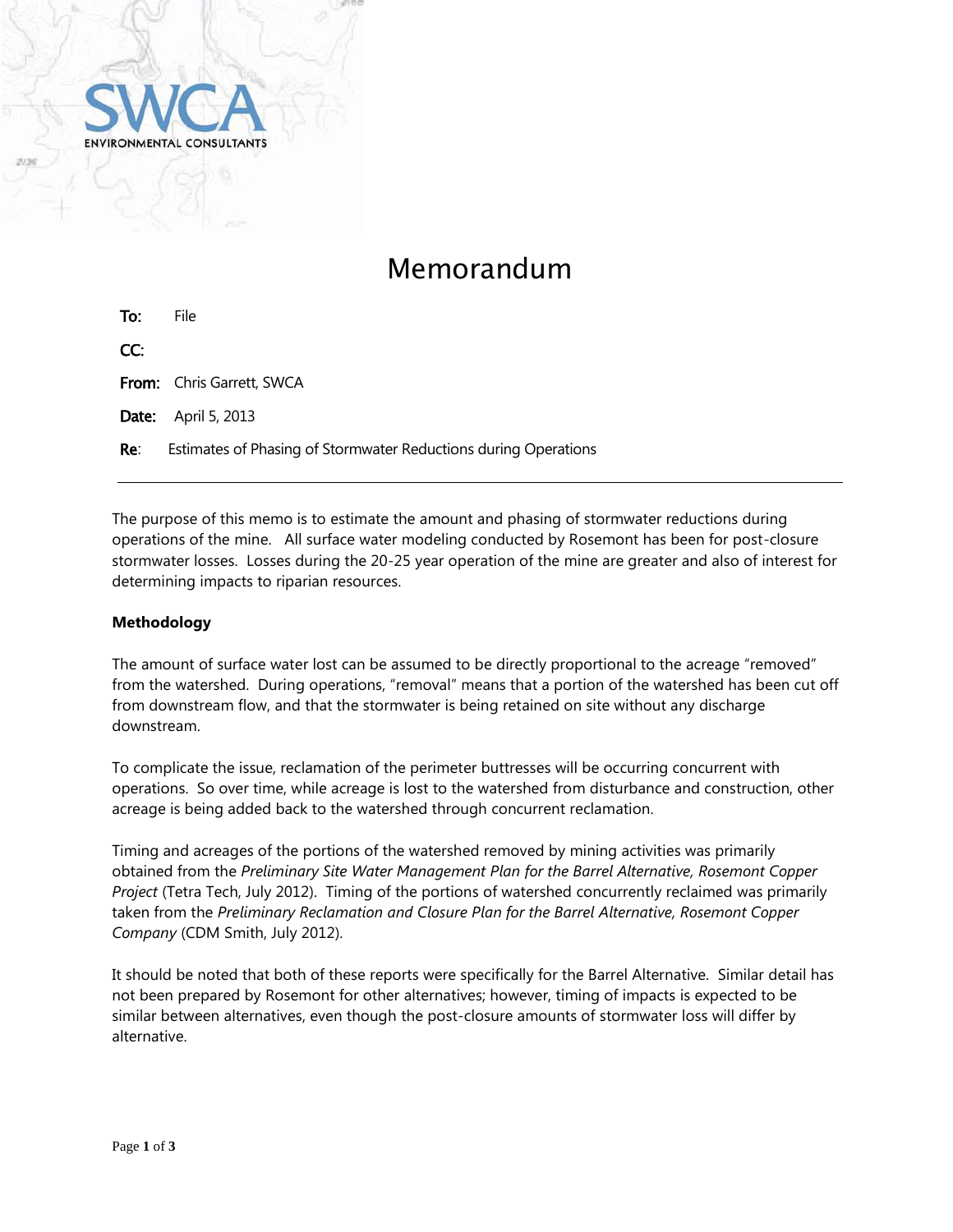SWCA ENVIRONMENTAL CONSULTANTS

# Memorandum

**To:** File

**CC:**

**From:** Chris Garrett, SWCA

**Date:** April 5, 2013

**Re:** Estimates of Phasing of Stormwater Reductions during Operations

---

The purpose of this memo is to estimate the amount and phasing of stormwater reductions during operations of the mine. All surface water modeling conducted by Rosemont has been for post-closure stormwater losses. Losses during the 20-25 year operation of the mine are greater and also of interest for determining impacts to riparian resources.

**Methodology**

The amount of surface water lost can be assumed to be directly proportional to the acreage "removed" from the watershed. During operations, "removal" means that a portion of the watershed has been cut off from downstream flow, and that the stormwater is being retained on site without any discharge downstream.

To complicate the issue, reclamation of the perimeter buttresses will be occurring concurrent with operations. So over time, while acreage is lost to the watershed from disturbance and construction, other acreage is being added back to the watershed through concurrent reclamation.

Timing and acreages of the portions of the watershed removed by mining activities was primarily obtained from the *Preliminary Site Water Management Plan for the Barrel Alternative, Rosemont Copper Project* (Tetra Tech, July 2012). Timing of the portions of watershed concurrently reclaimed was primarily taken from the *Preliminary Reclamation and Closure Plan for the Barrel Alternative, Rosemont Copper Company* (CDM Smith, July 2012).

It should be noted that both of these reports were specifically for the Barrel Alternative. Similar detail has not been prepared by Rosemont for other alternatives; however, timing of impacts is expected to be similar between alternatives, even though the post-closure amounts of stormwater loss will differ by alternative.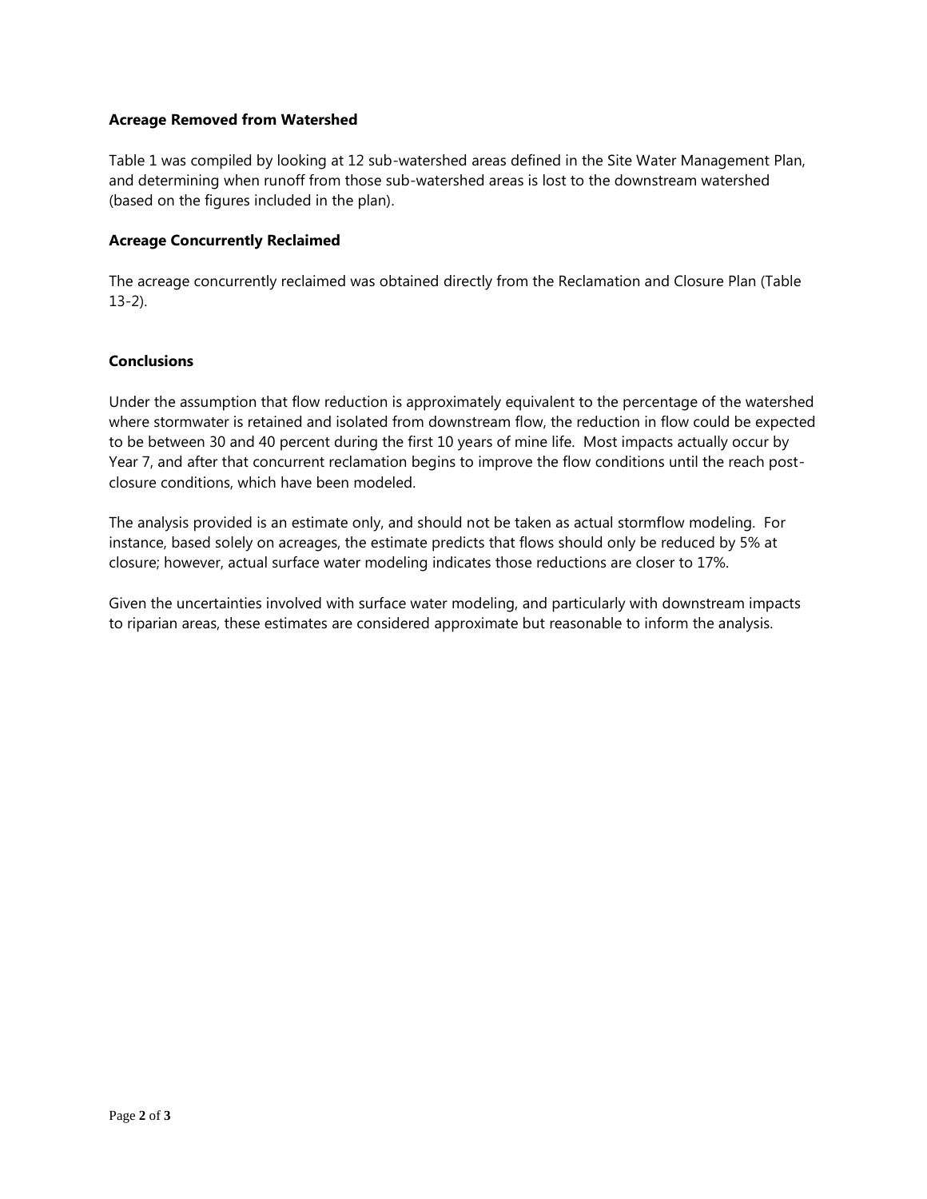**Acreage Removed from Watershed**

Table 1 was compiled by looking at 12 sub-watershed areas defined in the Site Water Management Plan, and determining when runoff from those sub-watershed areas is lost to the downstream watershed (based on the figures included in the plan).

**Acreage Concurrently Reclaimed**

The acreage concurrently reclaimed was obtained directly from the Reclamation and Closure Plan (Table 13-2).

**Conclusions**

Under the assumption that flow reduction is approximately equivalent to the percentage of the watershed where stormwater is retained and isolated from downstream flow, the reduction in flow could be expected to be between 30 and 40 percent during the first 10 years of mine life. Most impacts actually occur by Year 7, and after that concurrent reclamation begins to improve the flow conditions until the reach post-closure conditions, which have been modeled.

The analysis provided is an estimate only, and should not be taken as actual stormflow modeling. For instance, based solely on acreages, the estimate predicts that flows should only be reduced by 5% at closure; however, actual surface water modeling indicates those reductions are closer to 17%.

Given the uncertainties involved with surface water modeling, and particularly with downstream impacts to riparian areas, these estimates are considered approximate but reasonable to inform the analysis.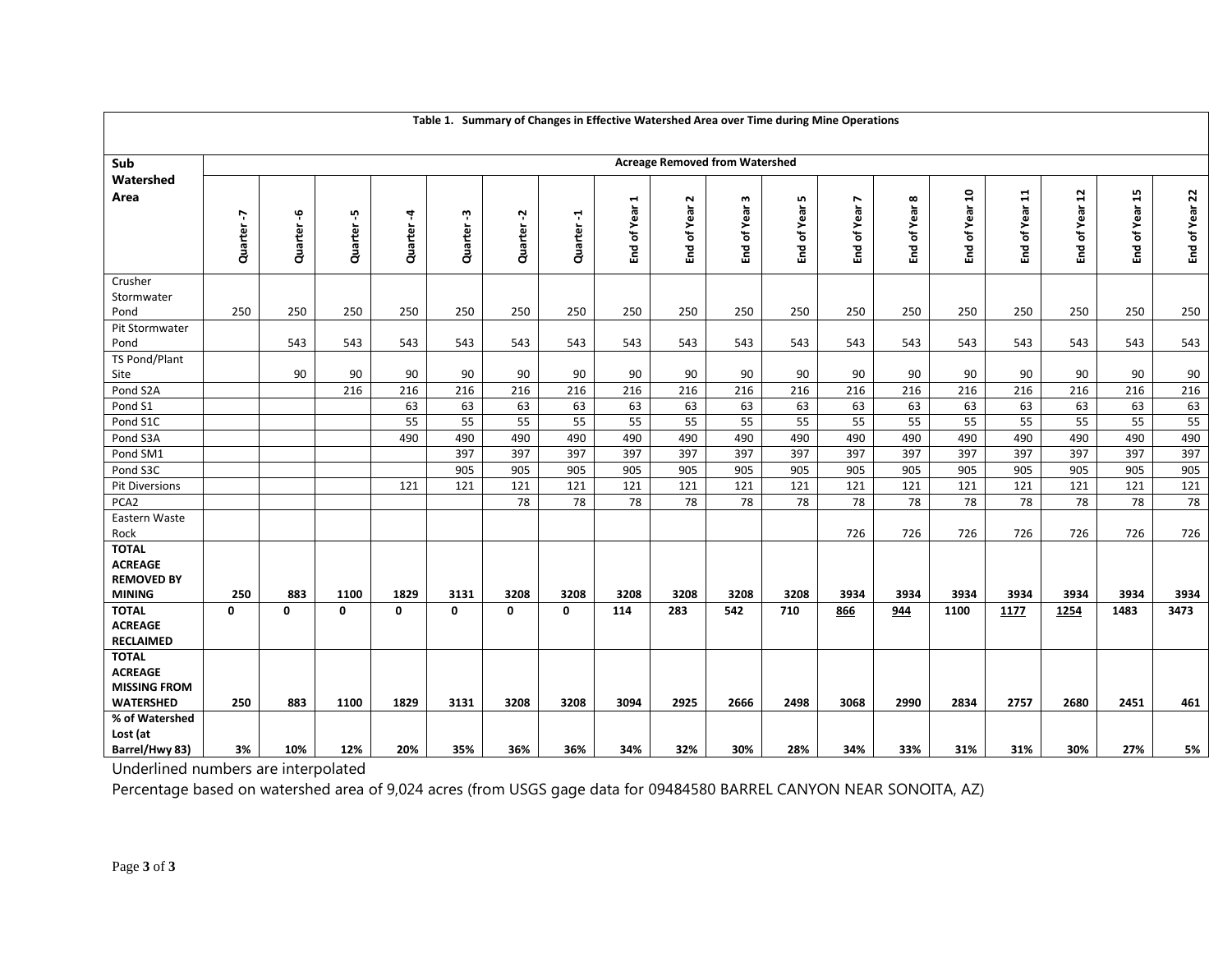**Table 1. Summary of Changes in Effective Watershed Area over Time during Mine Operations**

| Sub Watershed Area | Acreage Removed from Watershed | | | | | | | | | | | | | | | | | |
|---|---|---|---|---|---|---|---|---|---|---|---|---|---|---|---|---|---|---|
| | Quarter -7 | Quarter -6 | Quarter -5 | Quarter -4 | Quarter -3 | Quarter -2 | Quarter -1 | End of Year 1 | End of Year 2 | End of Year 3 | End of Year 5 | End of Year 7 | End of Year 8 | End of Year 10 | End of Year 11 | End of Year 12 | End of Year 15 | End of Year 22 |
| Crusher Stormwater Pond | 250 | 250 | 250 | 250 | 250 | 250 | 250 | 250 | 250 | 250 | 250 | 250 | 250 | 250 | 250 | 250 | 250 | 250 |
| Pit Stormwater Pond | | 543 | 543 | 543 | 543 | 543 | 543 | 543 | 543 | 543 | 543 | 543 | 543 | 543 | 543 | 543 | 543 | 543 |
| TS Pond/Plant Site | | 90 | 90 | 90 | 90 | 90 | 90 | 90 | 90 | 90 | 90 | 90 | 90 | 90 | 90 | 90 | 90 | 90 |
| Pond S2A | | | 216 | 216 | 216 | 216 | 216 | 216 | 216 | 216 | 216 | 216 | 216 | 216 | 216 | 216 | 216 | 216 |
| Pond S1 | | | | 63 | 63 | 63 | 63 | 63 | 63 | 63 | 63 | 63 | 63 | 63 | 63 | 63 | 63 | 63 |
| Pond S1C | | | | 55 | 55 | 55 | 55 | 55 | 55 | 55 | 55 | 55 | 55 | 55 | 55 | 55 | 55 | 55 |
| Pond S3A | | | | 490 | 490 | 490 | 490 | 490 | 490 | 490 | 490 | 490 | 490 | 490 | 490 | 490 | 490 | 490 |
| Pond SM1 | | | | | 397 | 397 | 397 | 397 | 397 | 397 | 397 | 397 | 397 | 397 | 397 | 397 | 397 | 397 |
| Pond S3C | | | | | 905 | 905 | 905 | 905 | 905 | 905 | 905 | 905 | 905 | 905 | 905 | 905 | 905 | 905 |
| Pit Diversions | | | | 121 | 121 | 121 | 121 | 121 | 121 | 121 | 121 | 121 | 121 | 121 | 121 | 121 | 121 | 121 |
| PCA2 | | | | | | 78 | 78 | 78 | 78 | 78 | 78 | 78 | 78 | 78 | 78 | 78 | 78 | 78 |
| Eastern Waste Rock | | | | | | | | | | | | 726 | 726 | 726 | 726 | 726 | 726 | 726 |
| **TOTAL ACREAGE REMOVED BY MINING** | **250** | **883** | **1100** | **1829** | **3131** | **3208** | **3208** | **3208** | **3208** | **3208** | **3208** | **3934** | **3934** | **3934** | **3934** | **3934** | **3934** | **3934** |
| **TOTAL ACREAGE RECLAIMED** | **0** | **0** | **0** | **0** | **0** | **0** | **0** | **114** | **283** | **542** | **710** | **<u>866</u>** | **<u>944</u>** | **1100** | **<u>1177</u>** | **<u>1254</u>** | **1483** | **3473** |
| **TOTAL ACREAGE MISSING FROM WATERSHED** | **250** | **883** | **1100** | **1829** | **3131** | **3208** | **3208** | **3094** | **2925** | **2666** | **2498** | **3068** | **2990** | **2834** | **2757** | **2680** | **2451** | **461** |
| **% of Watershed Lost (at Barrel/Hwy 83)** | **3%** | **10%** | **12%** | **20%** | **35%** | **36%** | **36%** | **34%** | **32%** | **30%** | **28%** | **34%** | **33%** | **31%** | **31%** | **30%** | **27%** | **5%** |

Underlined numbers are interpolated

Percentage based on watershed area of 9,024 acres (from USGS gage data for 09484580 BARREL CANYON NEAR SONOITA, AZ)